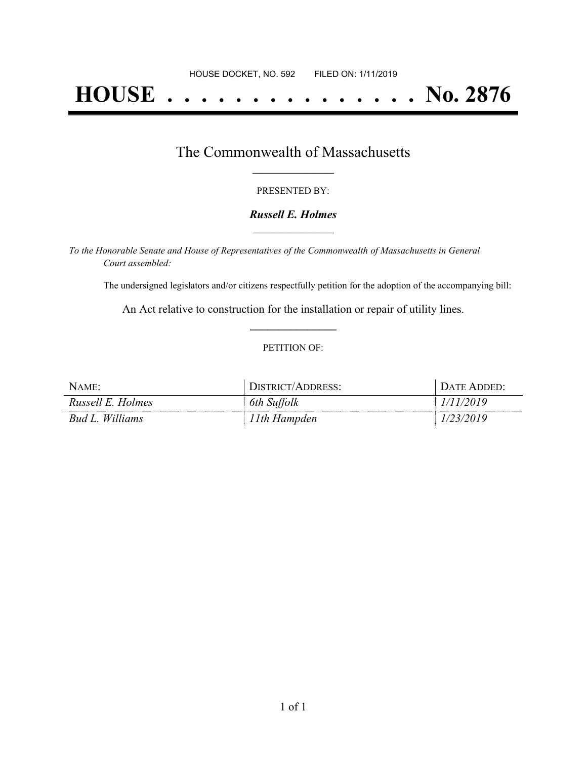HOUSE DOCKET, NO. 592        FILED ON: 1/11/2019

# HOUSE . . . . . . . . . . . . . . . No. 2876

## The Commonwealth of Massachusetts

PRESENTED BY:

***Russell E. Holmes***

*To the Honorable Senate and House of Representatives of the Commonwealth of Massachusetts in General Court assembled:*

The undersigned legislators and/or citizens respectfully petition for the adoption of the accompanying bill:

An Act relative to construction for the installation or repair of utility lines.

PETITION OF:

| NAME: | DISTRICT/ADDRESS: | DATE ADDED: |
|---|---|---|
| *Russell E. Holmes* | *6th Suffolk* | *1/11/2019* |
| *Bud L. Williams* | *11th Hampden* | *1/23/2019* |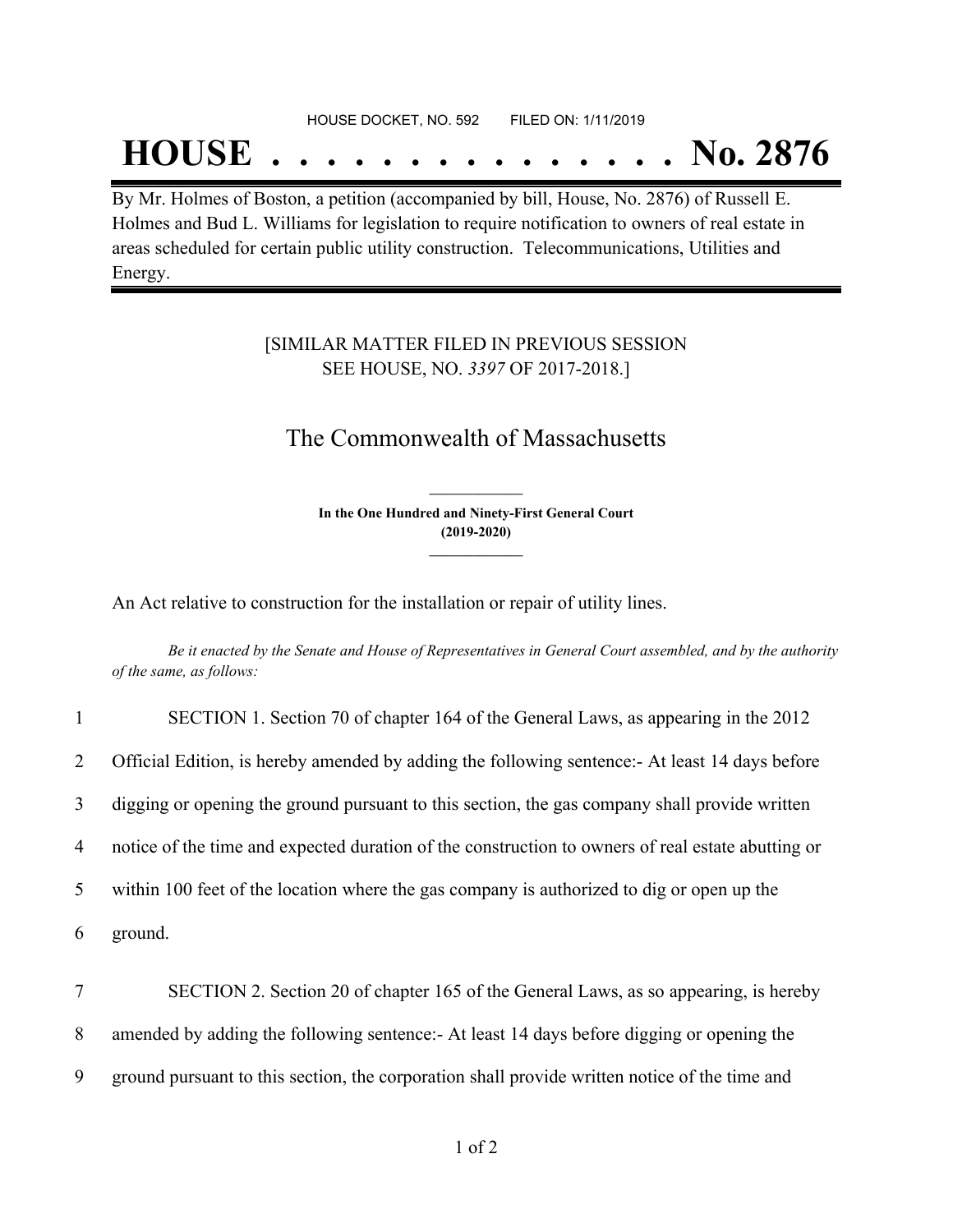HOUSE DOCKET, NO. 592 FILED ON: 1/11/2019

# HOUSE . . . . . . . . . . . . . . . No. 2876

By Mr. Holmes of Boston, a petition (accompanied by bill, House, No. 2876) of Russell E. Holmes and Bud L. Williams for legislation to require notification to owners of real estate in areas scheduled for certain public utility construction. Telecommunications, Utilities and Energy.

[SIMILAR MATTER FILED IN PREVIOUS SESSION SEE HOUSE, NO. *3397* OF 2017-2018.]

## The Commonwealth of Massachusetts

**In the One Hundred and Ninety-First General Court (2019-2020)**

An Act relative to construction for the installation or repair of utility lines.

*Be it enacted by the Senate and House of Representatives in General Court assembled, and by the authority of the same, as follows:*

1 SECTION 1. Section 70 of chapter 164 of the General Laws, as appearing in the 2012
2 Official Edition, is hereby amended by adding the following sentence:- At least 14 days before
3 digging or opening the ground pursuant to this section, the gas company shall provide written
4 notice of the time and expected duration of the construction to owners of real estate abutting or
5 within 100 feet of the location where the gas company is authorized to dig or open up the
6 ground.

7 SECTION 2. Section 20 of chapter 165 of the General Laws, as so appearing, is hereby
8 amended by adding the following sentence:- At least 14 days before digging or opening the
9 ground pursuant to this section, the corporation shall provide written notice of the time and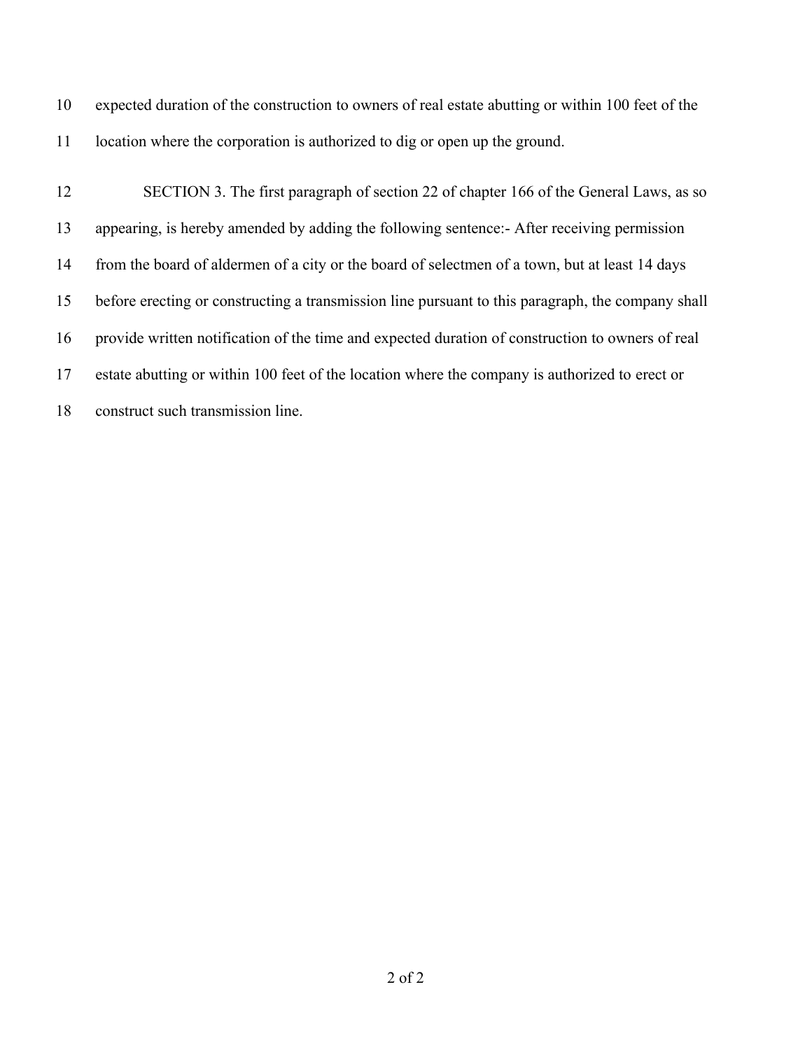expected duration of the construction to owners of real estate abutting or within 100 feet of the location where the corporation is authorized to dig or open up the ground.

SECTION 3. The first paragraph of section 22 of chapter 166 of the General Laws, as so appearing, is hereby amended by adding the following sentence:- After receiving permission from the board of aldermen of a city or the board of selectmen of a town, but at least 14 days before erecting or constructing a transmission line pursuant to this paragraph, the company shall provide written notification of the time and expected duration of construction to owners of real estate abutting or within 100 feet of the location where the company is authorized to erect or construct such transmission line.